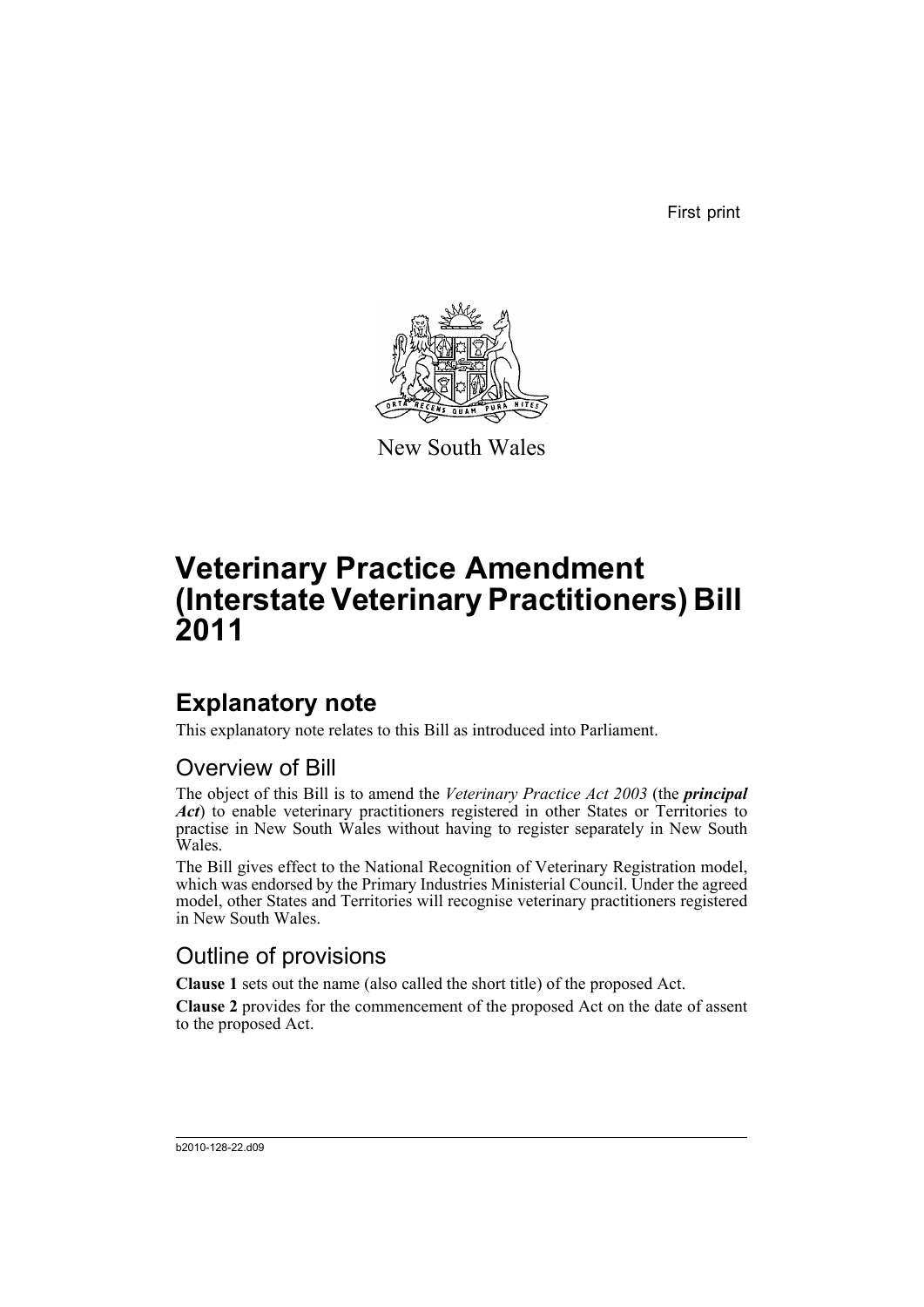First print

New South Wales

# Veterinary Practice Amendment (Interstate Veterinary Practitioners) Bill 2011

## Explanatory note

This explanatory note relates to this Bill as introduced into Parliament.

### Overview of Bill

The object of this Bill is to amend the *Veterinary Practice Act 2003* (the ***principal Act***) to enable veterinary practitioners registered in other States or Territories to practise in New South Wales without having to register separately in New South Wales.

The Bill gives effect to the National Recognition of Veterinary Registration model, which was endorsed by the Primary Industries Ministerial Council. Under the agreed model, other States and Territories will recognise veterinary practitioners registered in New South Wales.

### Outline of provisions

**Clause 1** sets out the name (also called the short title) of the proposed Act.

**Clause 2** provides for the commencement of the proposed Act on the date of assent to the proposed Act.

b2010-128-22.d09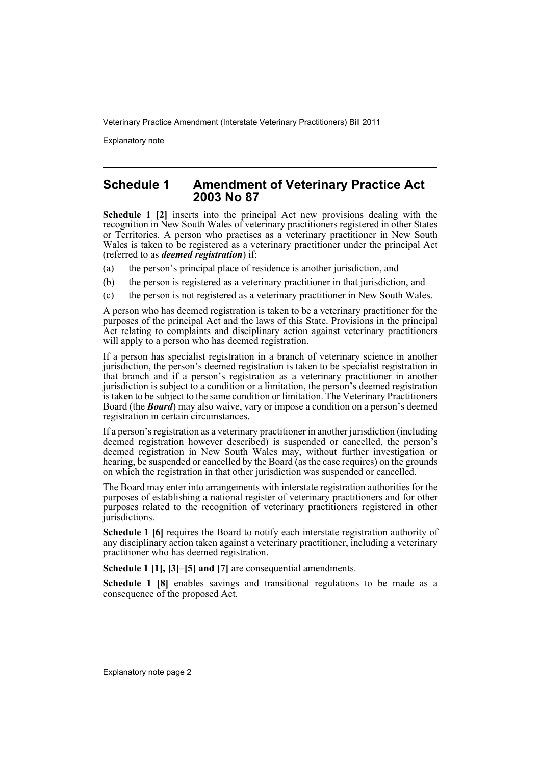## Schedule 1 Amendment of Veterinary Practice Act 2003 No 87

**Schedule 1 [2]** inserts into the principal Act new provisions dealing with the recognition in New South Wales of veterinary practitioners registered in other States or Territories. A person who practises as a veterinary practitioner in New South Wales is taken to be registered as a veterinary practitioner under the principal Act (referred to as ***deemed registration***) if:

(a) the person's principal place of residence is another jurisdiction, and

(b) the person is registered as a veterinary practitioner in that jurisdiction, and

(c) the person is not registered as a veterinary practitioner in New South Wales.

A person who has deemed registration is taken to be a veterinary practitioner for the purposes of the principal Act and the laws of this State. Provisions in the principal Act relating to complaints and disciplinary action against veterinary practitioners will apply to a person who has deemed registration.

If a person has specialist registration in a branch of veterinary science in another jurisdiction, the person's deemed registration is taken to be specialist registration in that branch and if a person's registration as a veterinary practitioner in another jurisdiction is subject to a condition or a limitation, the person's deemed registration is taken to be subject to the same condition or limitation. The Veterinary Practitioners Board (the ***Board***) may also waive, vary or impose a condition on a person's deemed registration in certain circumstances.

If a person's registration as a veterinary practitioner in another jurisdiction (including deemed registration however described) is suspended or cancelled, the person's deemed registration in New South Wales may, without further investigation or hearing, be suspended or cancelled by the Board (as the case requires) on the grounds on which the registration in that other jurisdiction was suspended or cancelled.

The Board may enter into arrangements with interstate registration authorities for the purposes of establishing a national register of veterinary practitioners and for other purposes related to the recognition of veterinary practitioners registered in other jurisdictions.

**Schedule 1 [6]** requires the Board to notify each interstate registration authority of any disciplinary action taken against a veterinary practitioner, including a veterinary practitioner who has deemed registration.

**Schedule 1 [1], [3]–[5] and [7]** are consequential amendments.

**Schedule 1 [8]** enables savings and transitional regulations to be made as a consequence of the proposed Act.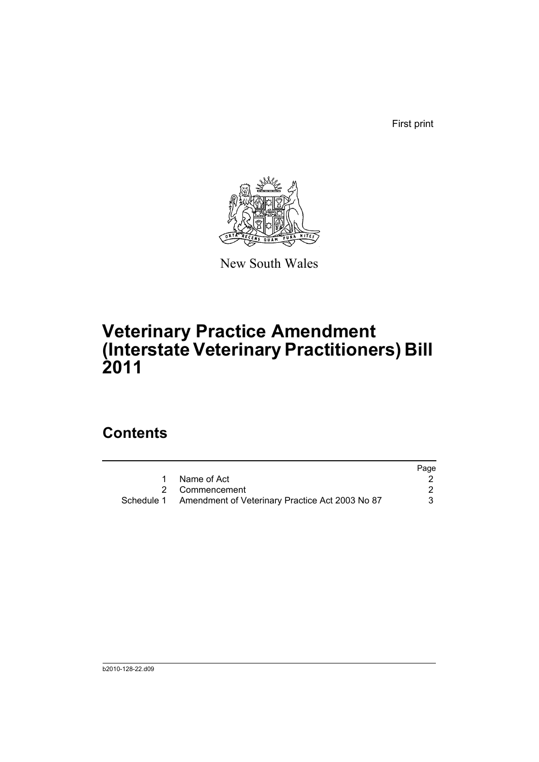First print

New South Wales

# Veterinary Practice Amendment (Interstate Veterinary Practitioners) Bill 2011

## Contents

| | | Page |
|---|---|---|
| 1 | Name of Act | 2 |
| 2 | Commencement | 2 |
| Schedule 1 | Amendment of Veterinary Practice Act 2003 No 87 | 3 |

b2010-128-22.d09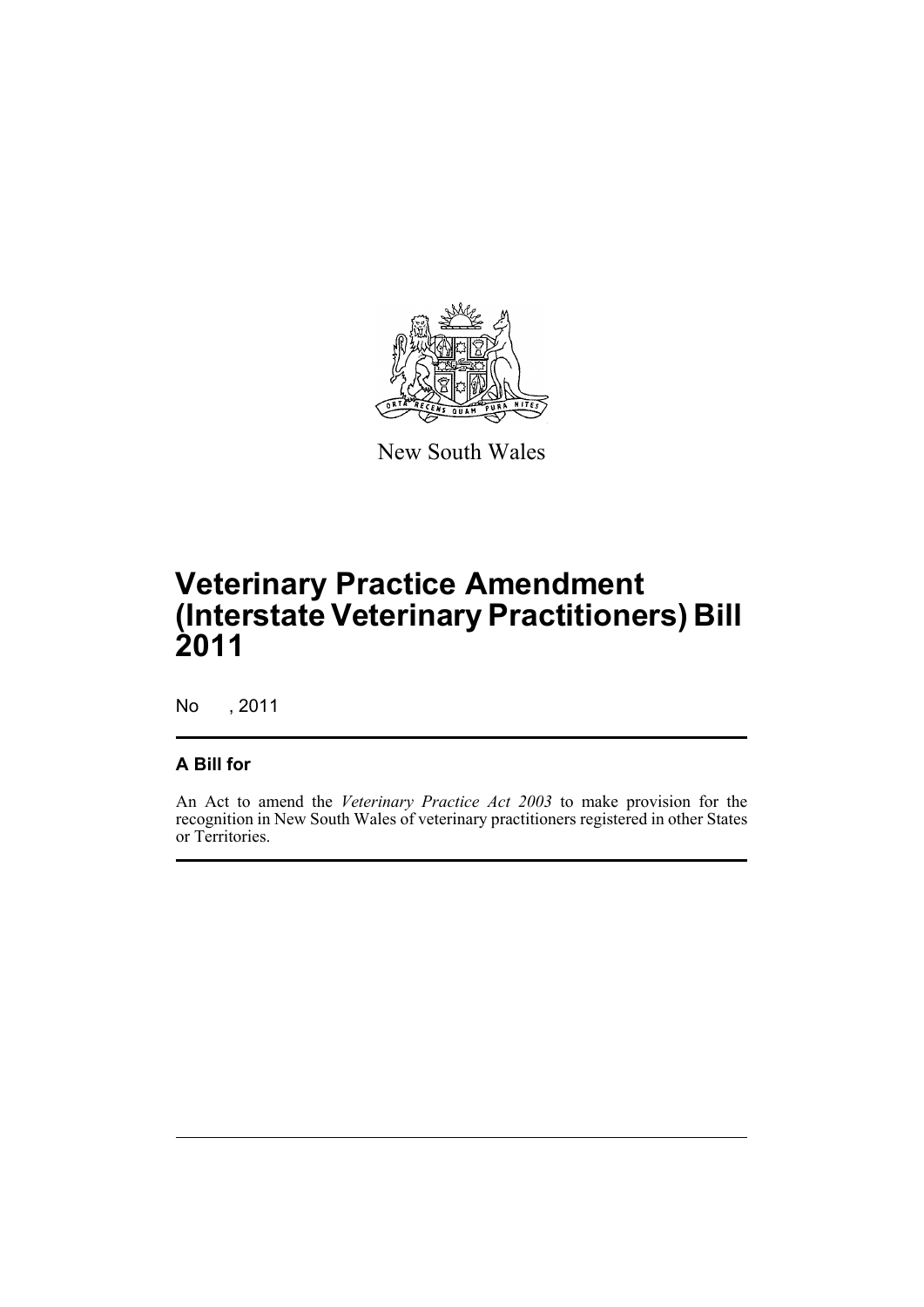New South Wales

# Veterinary Practice Amendment (Interstate Veterinary Practitioners) Bill 2011

No , 2011

## A Bill for

An Act to amend the *Veterinary Practice Act 2003* to make provision for the recognition in New South Wales of veterinary practitioners registered in other States or Territories.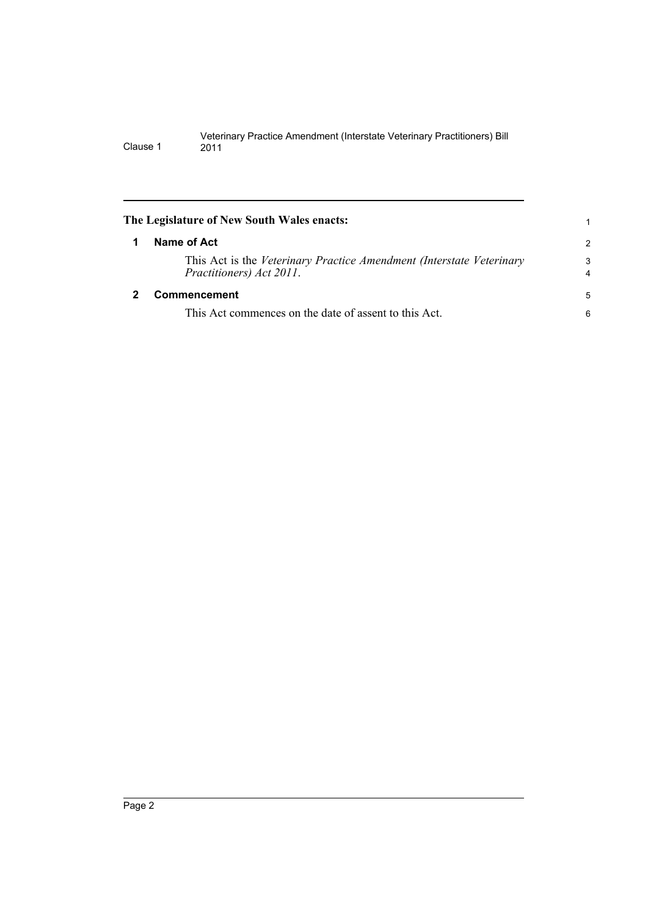**The Legislature of New South Wales enacts:**

## 1 Name of Act

This Act is the *Veterinary Practice Amendment (Interstate Veterinary Practitioners) Act 2011*.

## 2 Commencement

This Act commences on the date of assent to this Act.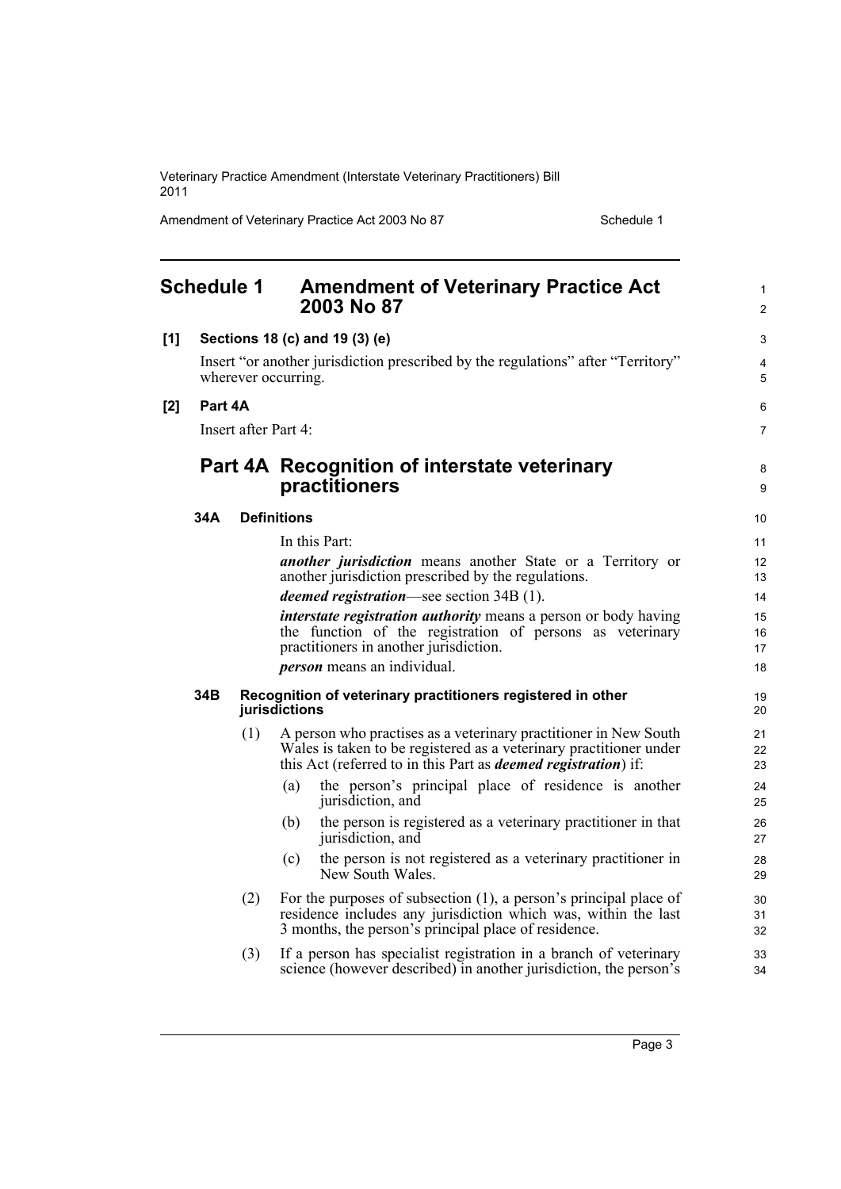## Schedule 1 Amendment of Veterinary Practice Act 2003 No 87

**[1] Sections 18 (c) and 19 (3) (e)**

Insert "or another jurisdiction prescribed by the regulations" after "Territory" wherever occurring.

**[2] Part 4A**

Insert after Part 4:

### Part 4A Recognition of interstate veterinary practitioners

**34A Definitions**

In this Part:

***another jurisdiction*** means another State or a Territory or another jurisdiction prescribed by the regulations.

***deemed registration***—see section 34B (1).

***interstate registration authority*** means a person or body having the function of the registration of persons as veterinary practitioners in another jurisdiction.

***person*** means an individual.

**34B Recognition of veterinary practitioners registered in other jurisdictions**

(1) A person who practises as a veterinary practitioner in New South Wales is taken to be registered as a veterinary practitioner under this Act (referred to in this Part as ***deemed registration***) if:

(a) the person's principal place of residence is another jurisdiction, and

(b) the person is registered as a veterinary practitioner in that jurisdiction, and

(c) the person is not registered as a veterinary practitioner in New South Wales.

(2) For the purposes of subsection (1), a person's principal place of residence includes any jurisdiction which was, within the last 3 months, the person's principal place of residence.

(3) If a person has specialist registration in a branch of veterinary science (however described) in another jurisdiction, the person's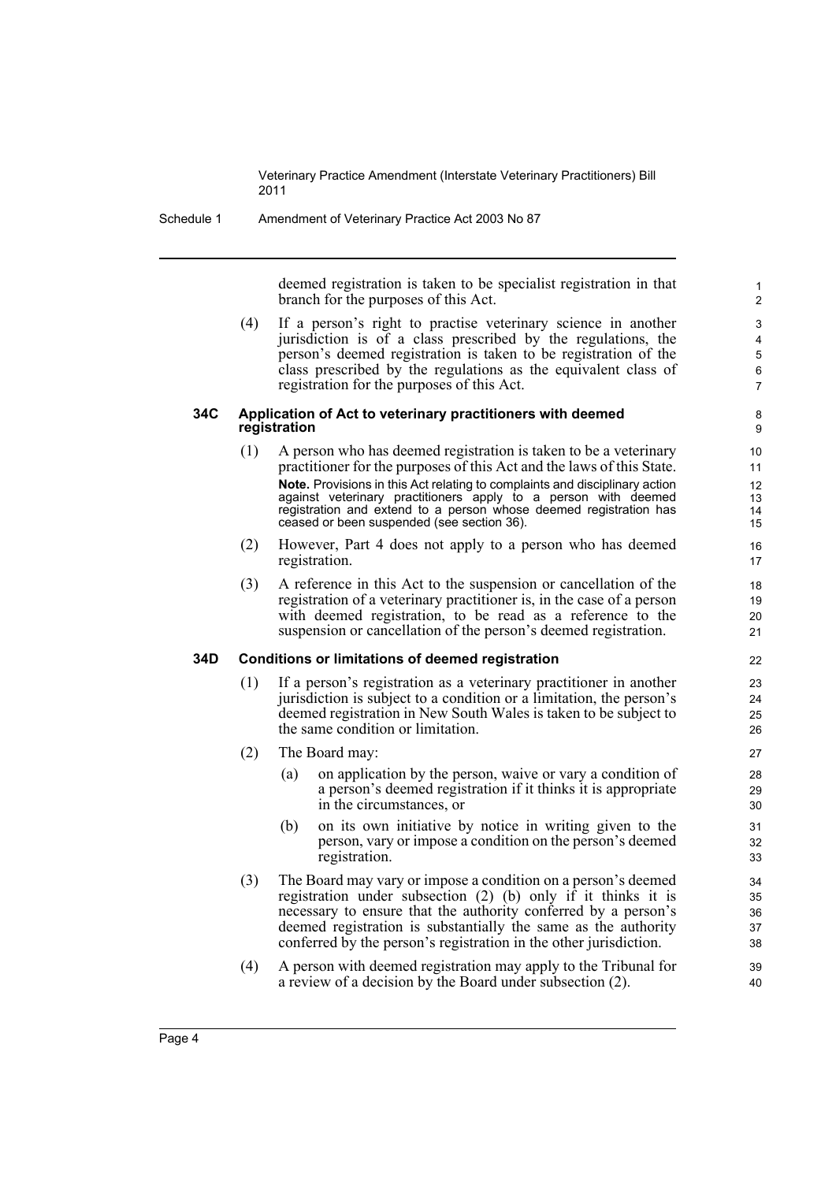deemed registration is taken to be specialist registration in that branch for the purposes of this Act.

(4) If a person's right to practise veterinary science in another jurisdiction is of a class prescribed by the regulations, the person's deemed registration is taken to be registration of the class prescribed by the regulations as the equivalent class of registration for the purposes of this Act.

### 34C Application of Act to veterinary practitioners with deemed registration

(1) A person who has deemed registration is taken to be a veterinary practitioner for the purposes of this Act and the laws of this State.

**Note.** Provisions in this Act relating to complaints and disciplinary action against veterinary practitioners apply to a person with deemed registration and extend to a person whose deemed registration has ceased or been suspended (see section 36).

(2) However, Part 4 does not apply to a person who has deemed registration.

(3) A reference in this Act to the suspension or cancellation of the registration of a veterinary practitioner is, in the case of a person with deemed registration, to be read as a reference to the suspension or cancellation of the person's deemed registration.

### 34D Conditions or limitations of deemed registration

(1) If a person's registration as a veterinary practitioner in another jurisdiction is subject to a condition or a limitation, the person's deemed registration in New South Wales is taken to be subject to the same condition or limitation.

(2) The Board may:

(a) on application by the person, waive or vary a condition of a person's deemed registration if it thinks it is appropriate in the circumstances, or

(b) on its own initiative by notice in writing given to the person, vary or impose a condition on the person's deemed registration.

(3) The Board may vary or impose a condition on a person's deemed registration under subsection (2) (b) only if it thinks it is necessary to ensure that the authority conferred by a person's deemed registration is substantially the same as the authority conferred by the person's registration in the other jurisdiction.

(4) A person with deemed registration may apply to the Tribunal for a review of a decision by the Board under subsection (2).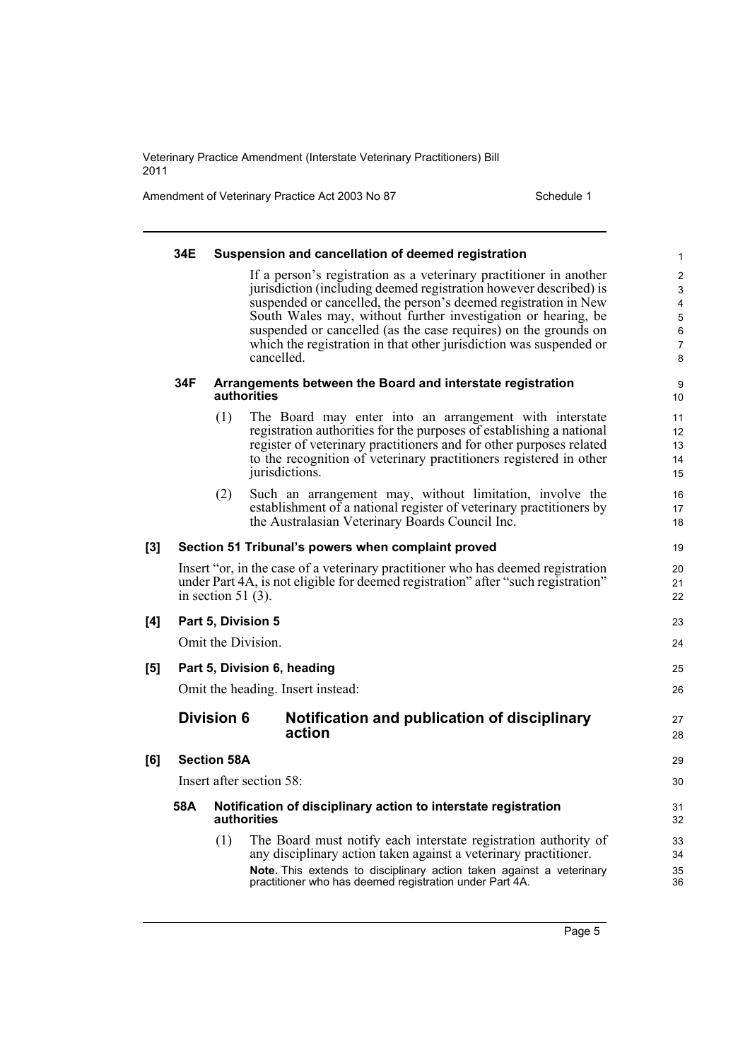#### 34E Suspension and cancellation of deemed registration

If a person's registration as a veterinary practitioner in another jurisdiction (including deemed registration however described) is suspended or cancelled, the person's deemed registration in New South Wales may, without further investigation or hearing, be suspended or cancelled (as the case requires) on the grounds on which the registration in that other jurisdiction was suspended or cancelled.

#### 34F Arrangements between the Board and interstate registration authorities

(1) The Board may enter into an arrangement with interstate registration authorities for the purposes of establishing a national register of veterinary practitioners and for other purposes related to the recognition of veterinary practitioners registered in other jurisdictions.

(2) Such an arrangement may, without limitation, involve the establishment of a national register of veterinary practitioners by the Australasian Veterinary Boards Council Inc.

### [3] Section 51 Tribunal's powers when complaint proved

Insert "or, in the case of a veterinary practitioner who has deemed registration under Part 4A, is not eligible for deemed registration" after "such registration" in section 51 (3).

### [4] Part 5, Division 5

Omit the Division.

### [5] Part 5, Division 6, heading

Omit the heading. Insert instead:

## Division 6 Notification and publication of disciplinary action

### [6] Section 58A

Insert after section 58:

#### 58A Notification of disciplinary action to interstate registration authorities

(1) The Board must notify each interstate registration authority of any disciplinary action taken against a veterinary practitioner.

**Note.** This extends to disciplinary action taken against a veterinary practitioner who has deemed registration under Part 4A.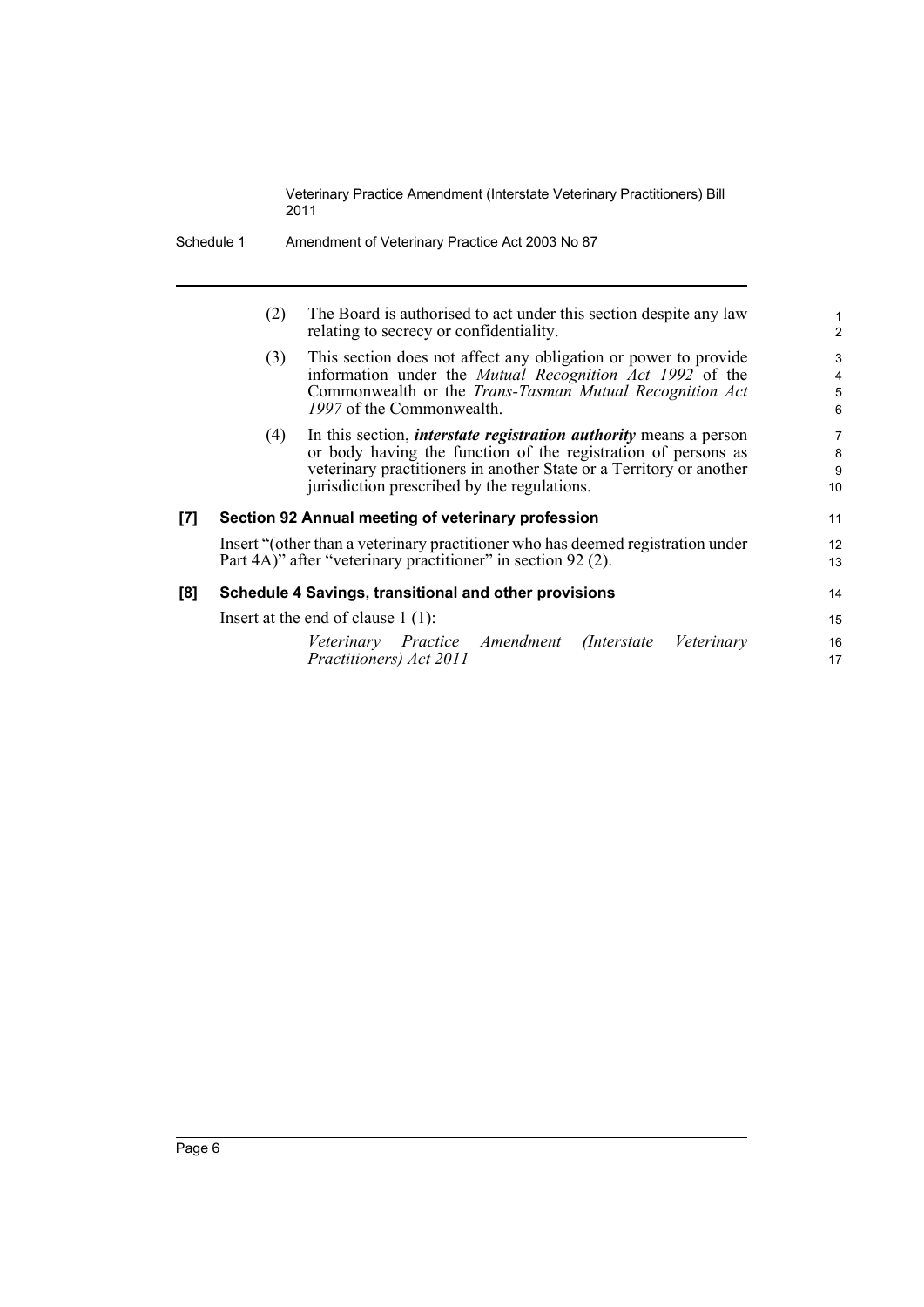(2) The Board is authorised to act under this section despite any law relating to secrecy or confidentiality.

(3) This section does not affect any obligation or power to provide information under the *Mutual Recognition Act 1992* of the Commonwealth or the *Trans-Tasman Mutual Recognition Act 1997* of the Commonwealth.

(4) In this section, ***interstate registration authority*** means a person or body having the function of the registration of persons as veterinary practitioners in another State or a Territory or another jurisdiction prescribed by the regulations.

### [7] Section 92 Annual meeting of veterinary profession

Insert "(other than a veterinary practitioner who has deemed registration under Part 4A)" after "veterinary practitioner" in section 92 (2).

### [8] Schedule 4 Savings, transitional and other provisions

Insert at the end of clause 1 (1):

*Veterinary Practice Amendment (Interstate Veterinary Practitioners) Act 2011*